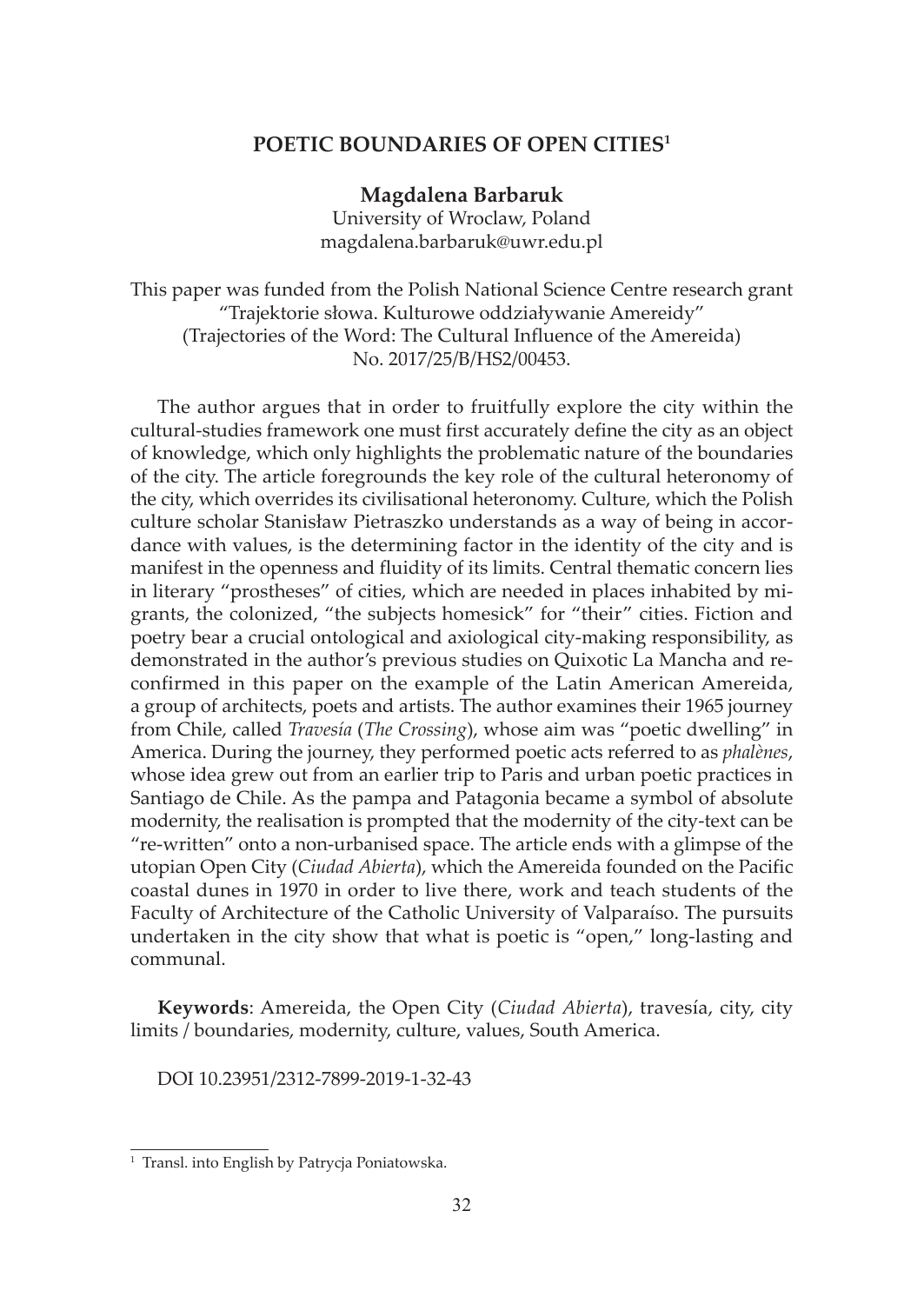# POETIC BOUNDARIES OF OPEN CITIES[1]

**Magdalena Barbaruk**
University of Wroclaw, Poland
magdalena.barbaruk@uwr.edu.pl

This paper was funded from the Polish National Science Centre research grant "Trajektorie słowa. Kulturowe oddziaływanie Amereidy" (Trajectories of the Word: The Cultural Influence of the Amereida) No. 2017/25/B/HS2/00453.

The author argues that in order to fruitfully explore the city within the cultural-studies framework one must first accurately define the city as an object of knowledge, which only highlights the problematic nature of the boundaries of the city. The article foregrounds the key role of the cultural heteronomy of the city, which overrides its civilisational heteronomy. Culture, which the Polish culture scholar Stanisław Pietraszko understands as a way of being in accordance with values, is the determining factor in the identity of the city and is manifest in the openness and fluidity of its limits. Central thematic concern lies in literary "prostheses" of cities, which are needed in places inhabited by migrants, the colonized, "the subjects homesick" for "their" cities. Fiction and poetry bear a crucial ontological and axiological city-making responsibility, as demonstrated in the author's previous studies on Quixotic La Mancha and reconfirmed in this paper on the example of the Latin American Amereida, a group of architects, poets and artists. The author examines their 1965 journey from Chile, called *Travesía* (*The Crossing*), whose aim was "poetic dwelling" in America. During the journey, they performed poetic acts referred to as *phalènes*, whose idea grew out from an earlier trip to Paris and urban poetic practices in Santiago de Chile. As the pampa and Patagonia became a symbol of absolute modernity, the realisation is prompted that the modernity of the city-text can be "re-written" onto a non-urbanised space. The article ends with a glimpse of the utopian Open City (*Ciudad Abierta*), which the Amereida founded on the Pacific coastal dunes in 1970 in order to live there, work and teach students of the Faculty of Architecture of the Catholic University of Valparaíso. The pursuits undertaken in the city show that what is poetic is "open," long-lasting and communal.

**Keywords**: Amereida, the Open City (*Ciudad Abierta*), travesía, city, city limits / boundaries, modernity, culture, values, South America.

DOI 10.23951/2312-7899-2019-1-32-43

---

[1] Transl. into English by Patrycja Poniatowska.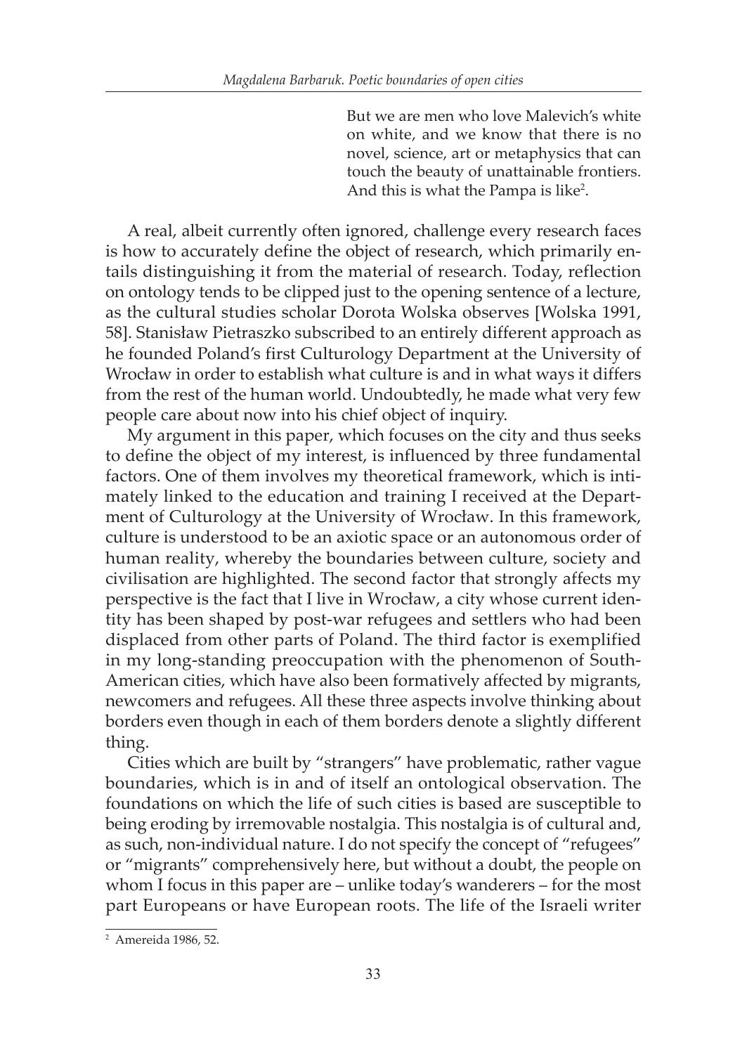> But we are men who love Malevich's white on white, and we know that there is no novel, science, art or metaphysics that can touch the beauty of unattainable frontiers. And this is what the Pampa is like[2].

A real, albeit currently often ignored, challenge every research faces is how to accurately define the object of research, which primarily entails distinguishing it from the material of research. Today, reflection on ontology tends to be clipped just to the opening sentence of a lecture, as the cultural studies scholar Dorota Wolska observes [Wolska 1991, 58]. Stanisław Pietraszko subscribed to an entirely different approach as he founded Poland's first Culturology Department at the University of Wrocław in order to establish what culture is and in what ways it differs from the rest of the human world. Undoubtedly, he made what very few people care about now into his chief object of inquiry.

My argument in this paper, which focuses on the city and thus seeks to define the object of my interest, is influenced by three fundamental factors. One of them involves my theoretical framework, which is intimately linked to the education and training I received at the Department of Culturology at the University of Wrocław. In this framework, culture is understood to be an axiotic space or an autonomous order of human reality, whereby the boundaries between culture, society and civilisation are highlighted. The second factor that strongly affects my perspective is the fact that I live in Wrocław, a city whose current identity has been shaped by post-war refugees and settlers who had been displaced from other parts of Poland. The third factor is exemplified in my long-standing preoccupation with the phenomenon of South-American cities, which have also been formatively affected by migrants, newcomers and refugees. All these three aspects involve thinking about borders even though in each of them borders denote a slightly different thing.

Cities which are built by "strangers" have problematic, rather vague boundaries, which is in and of itself an ontological observation. The foundations on which the life of such cities is based are susceptible to being eroding by irremovable nostalgia. This nostalgia is of cultural and, as such, non-individual nature. I do not specify the concept of "refugees" or "migrants" comprehensively here, but without a doubt, the people on whom I focus in this paper are – unlike today's wanderers – for the most part Europeans or have European roots. The life of the Israeli writer

[2] Amereida 1986, 52.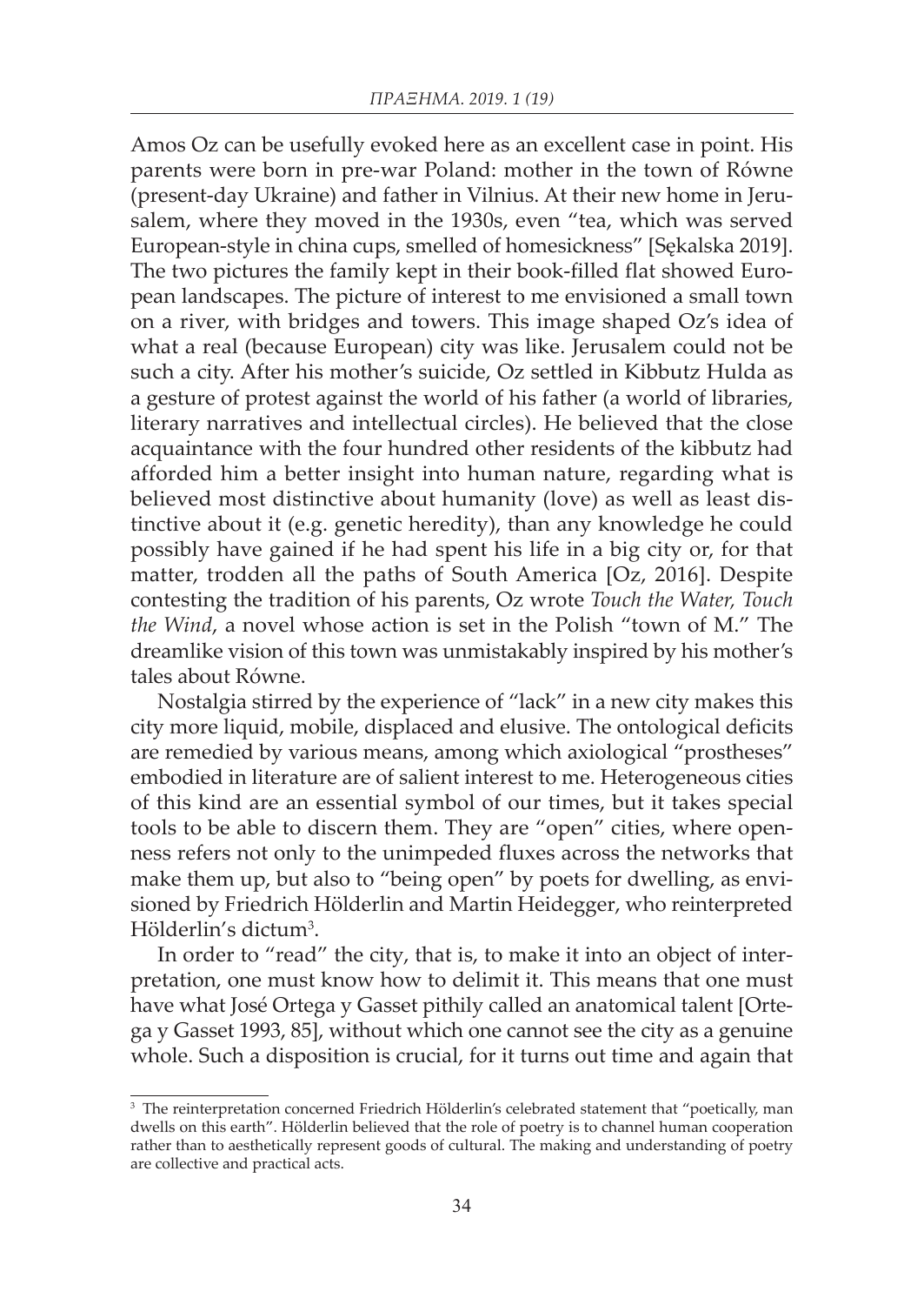Amos Oz can be usefully evoked here as an excellent case in point. His parents were born in pre-war Poland: mother in the town of Równe (present-day Ukraine) and father in Vilnius. At their new home in Jerusalem, where they moved in the 1930s, even "tea, which was served European-style in china cups, smelled of homesickness" [Sękalska 2019]. The two pictures the family kept in their book-filled flat showed European landscapes. The picture of interest to me envisioned a small town on a river, with bridges and towers. This image shaped Oz's idea of what a real (because European) city was like. Jerusalem could not be such a city. After his mother's suicide, Oz settled in Kibbutz Hulda as a gesture of protest against the world of his father (a world of libraries, literary narratives and intellectual circles). He believed that the close acquaintance with the four hundred other residents of the kibbutz had afforded him a better insight into human nature, regarding what is believed most distinctive about humanity (love) as well as least distinctive about it (e.g. genetic heredity), than any knowledge he could possibly have gained if he had spent his life in a big city or, for that matter, trodden all the paths of South America [Oz, 2016]. Despite contesting the tradition of his parents, Oz wrote *Touch the Water, Touch the Wind*, a novel whose action is set in the Polish "town of M." The dreamlike vision of this town was unmistakably inspired by his mother's tales about Równe.

Nostalgia stirred by the experience of "lack" in a new city makes this city more liquid, mobile, displaced and elusive. The ontological deficits are remedied by various means, among which axiological "prostheses" embodied in literature are of salient interest to me. Heterogeneous cities of this kind are an essential symbol of our times, but it takes special tools to be able to discern them. They are "open" cities, where openness refers not only to the unimpeded fluxes across the networks that make them up, but also to "being open" by poets for dwelling, as envisioned by Friedrich Hölderlin and Martin Heidegger, who reinterpreted Hölderlin's dictum[3].

In order to "read" the city, that is, to make it into an object of interpretation, one must know how to delimit it. This means that one must have what José Ortega y Gasset pithily called an anatomical talent [Ortega y Gasset 1993, 85], without which one cannot see the city as a genuine whole. Such a disposition is crucial, for it turns out time and again that

---

[3] The reinterpretation concerned Friedrich Hölderlin's celebrated statement that "poetically, man dwells on this earth". Hölderlin believed that the role of poetry is to channel human cooperation rather than to aesthetically represent goods of cultural. The making and understanding of poetry are collective and practical acts.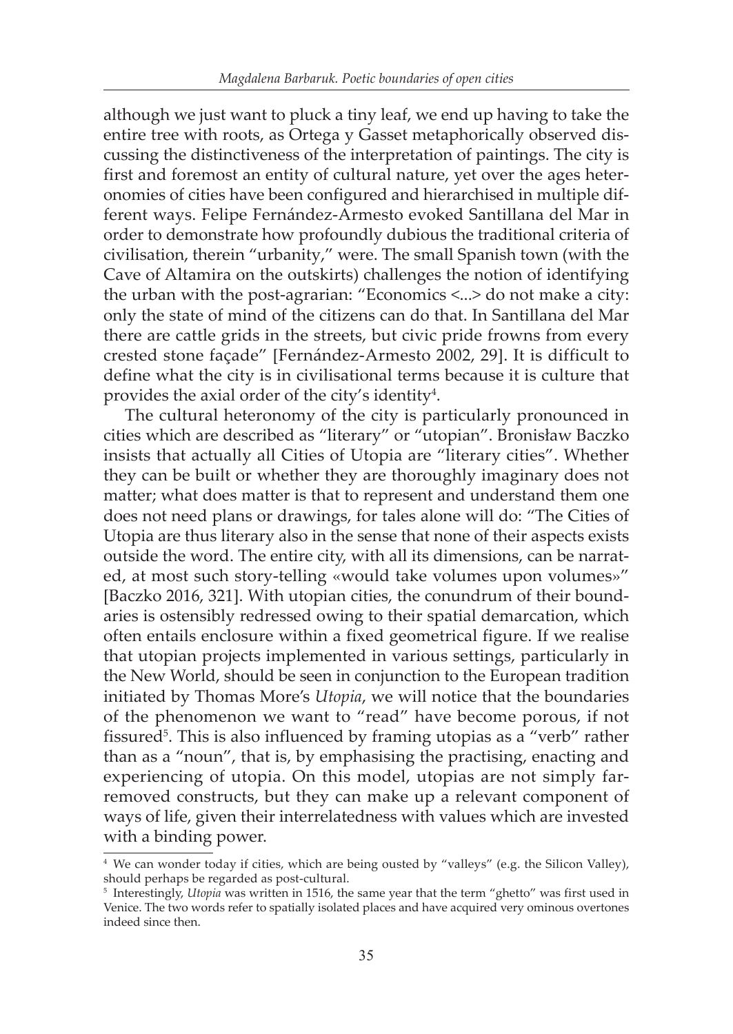although we just want to pluck a tiny leaf, we end up having to take the entire tree with roots, as Ortega y Gasset metaphorically observed discussing the distinctiveness of the interpretation of paintings. The city is first and foremost an entity of cultural nature, yet over the ages heteronomies of cities have been configured and hierarchised in multiple different ways. Felipe Fernández-Armesto evoked Santillana del Mar in order to demonstrate how profoundly dubious the traditional criteria of civilisation, therein "urbanity," were. The small Spanish town (with the Cave of Altamira on the outskirts) challenges the notion of identifying the urban with the post-agrarian: "Economics <...> do not make a city: only the state of mind of the citizens can do that. In Santillana del Mar there are cattle grids in the streets, but civic pride frowns from every crested stone façade" [Fernández-Armesto 2002, 29]. It is difficult to define what the city is in civilisational terms because it is culture that provides the axial order of the city's identity[4].

The cultural heteronomy of the city is particularly pronounced in cities which are described as "literary" or "utopian". Bronisław Baczko insists that actually all Cities of Utopia are "literary cities". Whether they can be built or whether they are thoroughly imaginary does not matter; what does matter is that to represent and understand them one does not need plans or drawings, for tales alone will do: "The Cities of Utopia are thus literary also in the sense that none of their aspects exists outside the word. The entire city, with all its dimensions, can be narrated, at most such story-telling «would take volumes upon volumes»" [Baczko 2016, 321]. With utopian cities, the conundrum of their boundaries is ostensibly redressed owing to their spatial demarcation, which often entails enclosure within a fixed geometrical figure. If we realise that utopian projects implemented in various settings, particularly in the New World, should be seen in conjunction to the European tradition initiated by Thomas More's *Utopia*, we will notice that the boundaries of the phenomenon we want to "read" have become porous, if not fissured[5]. This is also influenced by framing utopias as a "verb" rather than as a "noun", that is, by emphasising the practising, enacting and experiencing of utopia. On this model, utopias are not simply far-removed constructs, but they can make up a relevant component of ways of life, given their interrelatedness with values which are invested with a binding power.

---

[4] We can wonder today if cities, which are being ousted by "valleys" (e.g. the Silicon Valley), should perhaps be regarded as post-cultural.

[5] Interestingly, *Utopia* was written in 1516, the same year that the term "ghetto" was first used in Venice. The two words refer to spatially isolated places and have acquired very ominous overtones indeed since then.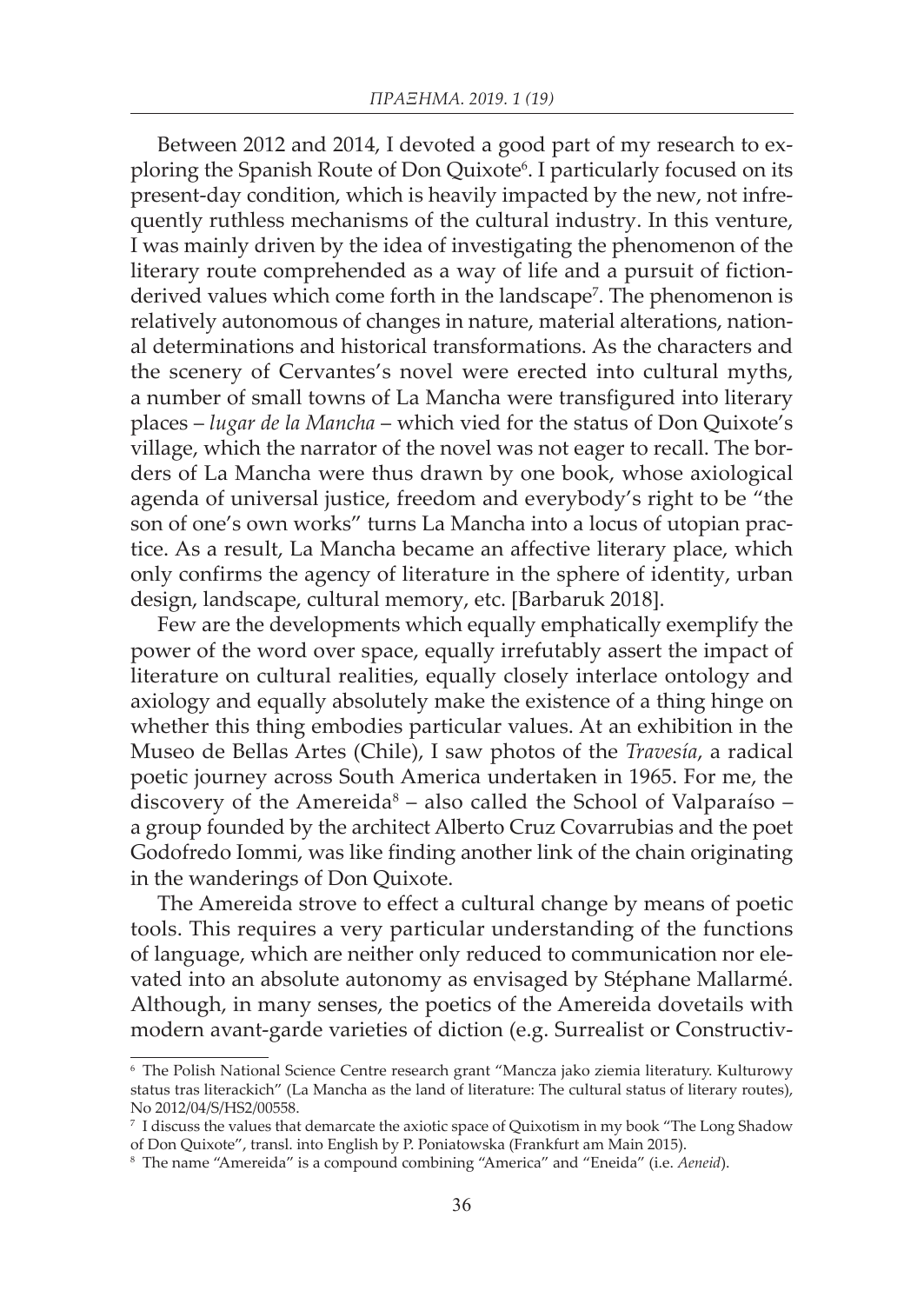Between 2012 and 2014, I devoted a good part of my research to exploring the Spanish Route of Don Quixote[6]. I particularly focused on its present-day condition, which is heavily impacted by the new, not infrequently ruthless mechanisms of the cultural industry. In this venture, I was mainly driven by the idea of investigating the phenomenon of the literary route comprehended as a way of life and a pursuit of fiction-derived values which come forth in the landscape[7]. The phenomenon is relatively autonomous of changes in nature, material alterations, national determinations and historical transformations. As the characters and the scenery of Cervantes's novel were erected into cultural myths, a number of small towns of La Mancha were transfigured into literary places – *lugar de la Mancha* – which vied for the status of Don Quixote's village, which the narrator of the novel was not eager to recall. The borders of La Mancha were thus drawn by one book, whose axiological agenda of universal justice, freedom and everybody's right to be "the son of one's own works" turns La Mancha into a locus of utopian practice. As a result, La Mancha became an affective literary place, which only confirms the agency of literature in the sphere of identity, urban design, landscape, cultural memory, etc. [Barbaruk 2018].

Few are the developments which equally emphatically exemplify the power of the word over space, equally irrefutably assert the impact of literature on cultural realities, equally closely interlace ontology and axiology and equally absolutely make the existence of a thing hinge on whether this thing embodies particular values. At an exhibition in the Museo de Bellas Artes (Chile), I saw photos of the *Travesía*, a radical poetic journey across South America undertaken in 1965. For me, the discovery of the Amereida[8] – also called the School of Valparaíso – a group founded by the architect Alberto Cruz Covarrubias and the poet Godofredo Iommi, was like finding another link of the chain originating in the wanderings of Don Quixote.

The Amereida strove to effect a cultural change by means of poetic tools. This requires a very particular understanding of the functions of language, which are neither only reduced to communication nor elevated into an absolute autonomy as envisaged by Stéphane Mallarmé. Although, in many senses, the poetics of the Amereida dovetails with modern avant-garde varieties of diction (e.g. Surrealist or Constructiv-

---

[6] The Polish National Science Centre research grant "Mancza jako ziemia literatury. Kulturowy status tras literackich" (La Mancha as the land of literature: The cultural status of literary routes), No 2012/04/S/HS2/00558.

[7] I discuss the values that demarcate the axiotic space of Quixotism in my book "The Long Shadow of Don Quixote", transl. into English by P. Poniatowska (Frankfurt am Main 2015).

[8] The name "Amereida" is a compound combining "America" and "Eneida" (i.e. *Aeneid*).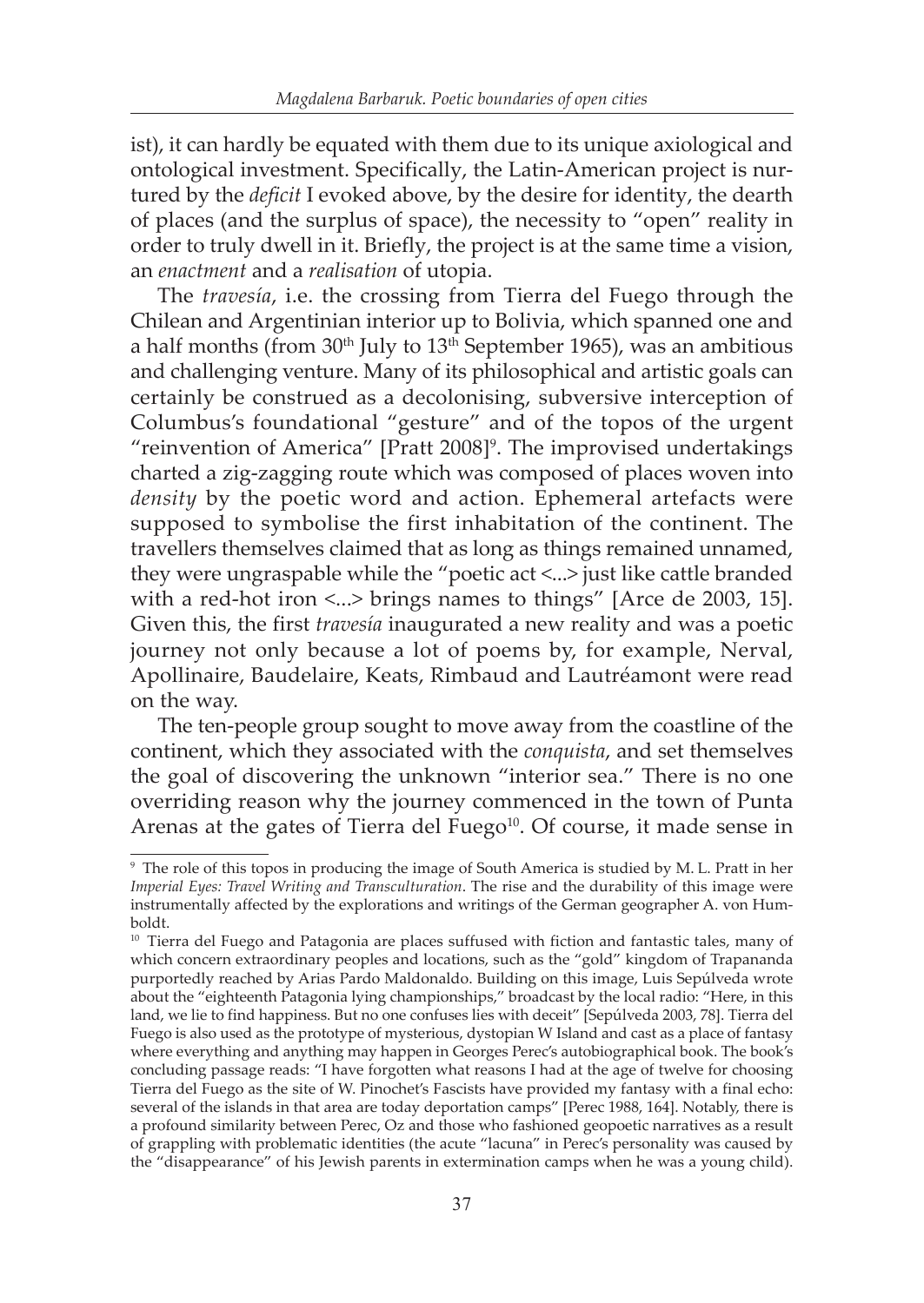ist), it can hardly be equated with them due to its unique axiological and ontological investment. Specifically, the Latin-American project is nurtured by the *deficit* I evoked above, by the desire for identity, the dearth of places (and the surplus of space), the necessity to "open" reality in order to truly dwell in it. Briefly, the project is at the same time a vision, an *enactment* and a *realisation* of utopia.

The *travesía*, i.e. the crossing from Tierra del Fuego through the Chilean and Argentinian interior up to Bolivia, which spanned one and a half months (from 30th July to 13th September 1965), was an ambitious and challenging venture. Many of its philosophical and artistic goals can certainly be construed as a decolonising, subversive interception of Columbus's foundational "gesture" and of the topos of the urgent "reinvention of America" [Pratt 2008][9]. The improvised undertakings charted a zig-zagging route which was composed of places woven into *density* by the poetic word and action. Ephemeral artefacts were supposed to symbolise the first inhabitation of the continent. The travellers themselves claimed that as long as things remained unnamed, they were ungraspable while the "poetic act <...> just like cattle branded with a red-hot iron <...> brings names to things" [Arce de 2003, 15]. Given this, the first *travesía* inaugurated a new reality and was a poetic journey not only because a lot of poems by, for example, Nerval, Apollinaire, Baudelaire, Keats, Rimbaud and Lautréamont were read on the way.

The ten-people group sought to move away from the coastline of the continent, which they associated with the *conquista*, and set themselves the goal of discovering the unknown "interior sea." There is no one overriding reason why the journey commenced in the town of Punta Arenas at the gates of Tierra del Fuego[10]. Of course, it made sense in

---

[9] The role of this topos in producing the image of South America is studied by M. L. Pratt in her *Imperial Eyes: Travel Writing and Transculturation*. The rise and the durability of this image were instrumentally affected by the explorations and writings of the German geographer A. von Humboldt.

[10] Tierra del Fuego and Patagonia are places suffused with fiction and fantastic tales, many of which concern extraordinary peoples and locations, such as the "gold" kingdom of Trapananda purportedly reached by Arias Pardo Maldonaldo. Building on this image, Luis Sepúlveda wrote about the "eighteenth Patagonia lying championships," broadcast by the local radio: "Here, in this land, we lie to find happiness. But no one confuses lies with deceit" [Sepúlveda 2003, 78]. Tierra del Fuego is also used as the prototype of mysterious, dystopian W Island and cast as a place of fantasy where everything and anything may happen in Georges Perec's autobiographical book. The book's concluding passage reads: "I have forgotten what reasons I had at the age of twelve for choosing Tierra del Fuego as the site of W. Pinochet's Fascists have provided my fantasy with a final echo: several of the islands in that area are today deportation camps" [Perec 1988, 164]. Notably, there is a profound similarity between Perec, Oz and those who fashioned geopoetic narratives as a result of grappling with problematic identities (the acute "lacuna" in Perec's personality was caused by the "disappearance" of his Jewish parents in extermination camps when he was a young child).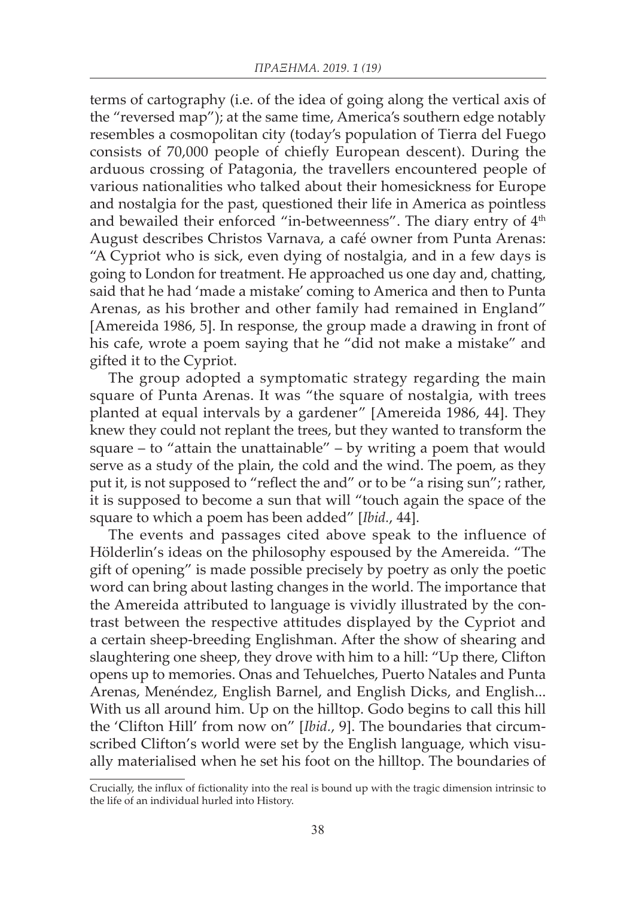terms of cartography (i.e. of the idea of going along the vertical axis of the "reversed map"); at the same time, America's southern edge notably resembles a cosmopolitan city (today's population of Tierra del Fuego consists of 70,000 people of chiefly European descent). During the arduous crossing of Patagonia, the travellers encountered people of various nationalities who talked about their homesickness for Europe and nostalgia for the past, questioned their life in America as pointless and bewailed their enforced "in-betweenness". The diary entry of 4th August describes Christos Varnava, a café owner from Punta Arenas: "A Cypriot who is sick, even dying of nostalgia, and in a few days is going to London for treatment. He approached us one day and, chatting, said that he had 'made a mistake' coming to America and then to Punta Arenas, as his brother and other family had remained in England" [Amereida 1986, 5]. In response, the group made a drawing in front of his cafe, wrote a poem saying that he "did not make a mistake" and gifted it to the Cypriot.

The group adopted a symptomatic strategy regarding the main square of Punta Arenas. It was "the square of nostalgia, with trees planted at equal intervals by a gardener" [Amereida 1986, 44]. They knew they could not replant the trees, but they wanted to transform the square – to "attain the unattainable" – by writing a poem that would serve as a study of the plain, the cold and the wind. The poem, as they put it, is not supposed to "reflect the and" or to be "a rising sun"; rather, it is supposed to become a sun that will "touch again the space of the square to which a poem has been added" [*Ibid.*, 44].

The events and passages cited above speak to the influence of Hölderlin's ideas on the philosophy espoused by the Amereida. "The gift of opening" is made possible precisely by poetry as only the poetic word can bring about lasting changes in the world. The importance that the Amereida attributed to language is vividly illustrated by the contrast between the respective attitudes displayed by the Cypriot and a certain sheep-breeding Englishman. After the show of shearing and slaughtering one sheep, they drove with him to a hill: "Up there, Clifton opens up to memories. Onas and Tehuelches, Puerto Natales and Punta Arenas, Menéndez, English Barnel, and English Dicks, and English... With us all around him. Up on the hilltop. Godo begins to call this hill the 'Clifton Hill' from now on" [*Ibid.*, 9]. The boundaries that circumscribed Clifton's world were set by the English language, which visually materialised when he set his foot on the hilltop. The boundaries of

---

Crucially, the influx of fictionality into the real is bound up with the tragic dimension intrinsic to the life of an individual hurled into History.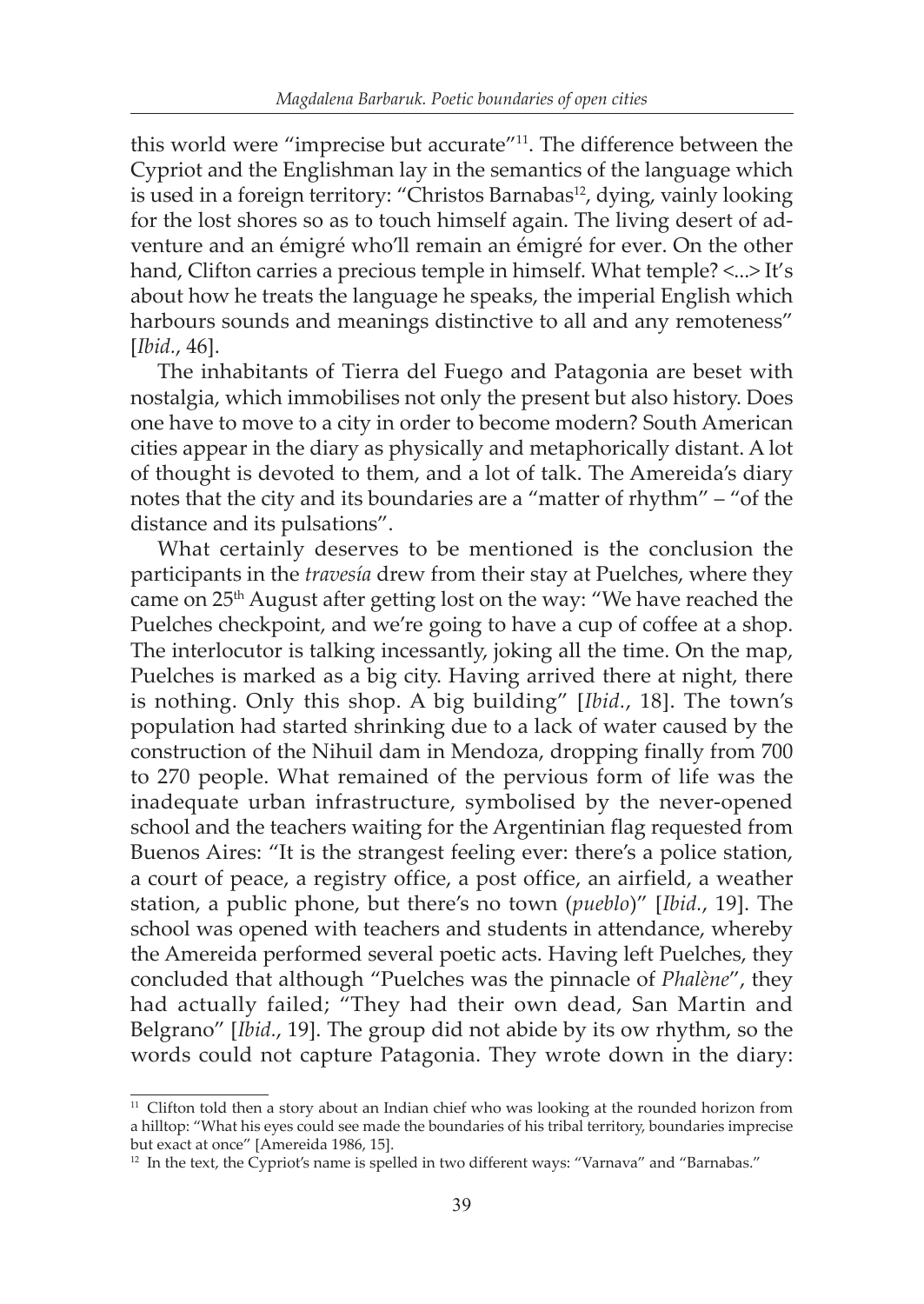this world were "imprecise but accurate"[11]. The difference between the Cypriot and the Englishman lay in the semantics of the language which is used in a foreign territory: "Christos Barnabas[12], dying, vainly looking for the lost shores so as to touch himself again. The living desert of adventure and an émigré who'll remain an émigré for ever. On the other hand, Clifton carries a precious temple in himself. What temple? <...> It's about how he treats the language he speaks, the imperial English which harbours sounds and meanings distinctive to all and any remoteness" [*Ibid*., 46].

The inhabitants of Tierra del Fuego and Patagonia are beset with nostalgia, which immobilises not only the present but also history. Does one have to move to a city in order to become modern? South American cities appear in the diary as physically and metaphorically distant. A lot of thought is devoted to them, and a lot of talk. The Amereida's diary notes that the city and its boundaries are a "matter of rhythm" – "of the distance and its pulsations".

What certainly deserves to be mentioned is the conclusion the participants in the *travesía* drew from their stay at Puelches, where they came on 25th August after getting lost on the way: "We have reached the Puelches checkpoint, and we're going to have a cup of coffee at a shop. The interlocutor is talking incessantly, joking all the time. On the map, Puelches is marked as a big city. Having arrived there at night, there is nothing. Only this shop. A big building" [*Ibid.*, 18]. The town's population had started shrinking due to a lack of water caused by the construction of the Nihuil dam in Mendoza, dropping finally from 700 to 270 people. What remained of the pervious form of life was the inadequate urban infrastructure, symbolised by the never-opened school and the teachers waiting for the Argentinian flag requested from Buenos Aires: "It is the strangest feeling ever: there's a police station, a court of peace, a registry office, a post office, an airfield, a weather station, a public phone, but there's no town (*pueblo*)" [*Ibid.*, 19]. The school was opened with teachers and students in attendance, whereby the Amereida performed several poetic acts. Having left Puelches, they concluded that although "Puelches was the pinnacle of *Phalène*", they had actually failed; "They had their own dead, San Martin and Belgrano" [*Ibid*., 19]. The group did not abide by its ow rhythm, so the words could not capture Patagonia. They wrote down in the diary:

---

[11] Clifton told then a story about an Indian chief who was looking at the rounded horizon from a hilltop: "What his eyes could see made the boundaries of his tribal territory, boundaries imprecise but exact at once" [Amereida 1986, 15].

[12] In the text, the Cypriot's name is spelled in two different ways: "Varnava" and "Barnabas."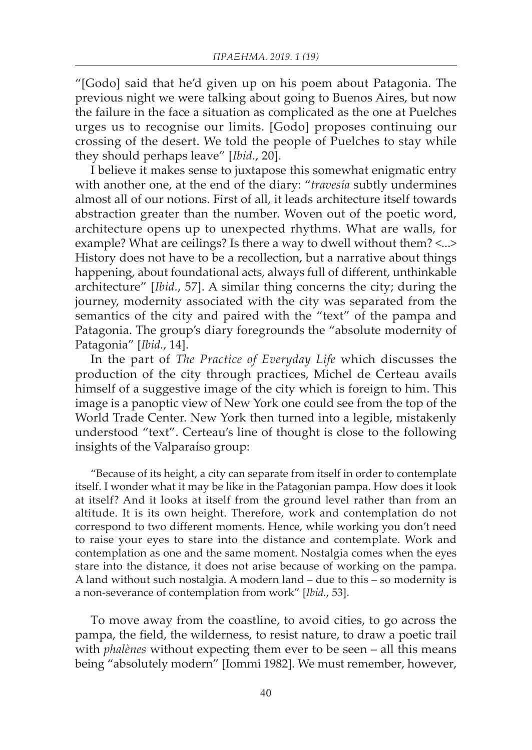"[Godo] said that he'd given up on his poem about Patagonia. The previous night we were talking about going to Buenos Aires, but now the failure in the face a situation as complicated as the one at Puelches urges us to recognise our limits. [Godo] proposes continuing our crossing of the desert. We told the people of Puelches to stay while they should perhaps leave" [*Ibid.*, 20].

I believe it makes sense to juxtapose this somewhat enigmatic entry with another one, at the end of the diary: "*travesía* subtly undermines almost all of our notions. First of all, it leads architecture itself towards abstraction greater than the number. Woven out of the poetic word, architecture opens up to unexpected rhythms. What are walls, for example? What are ceilings? Is there a way to dwell without them? <...> History does not have to be a recollection, but a narrative about things happening, about foundational acts, always full of different, unthinkable architecture" [*Ibid.*, 57]. A similar thing concerns the city; during the journey, modernity associated with the city was separated from the semantics of the city and paired with the "text" of the pampa and Patagonia. The group's diary foregrounds the "absolute modernity of Patagonia" [*Ibid.*, 14].

In the part of *The Practice of Everyday Life* which discusses the production of the city through practices, Michel de Certeau avails himself of a suggestive image of the city which is foreign to him. This image is a panoptic view of New York one could see from the top of the World Trade Center. New York then turned into a legible, mistakenly understood "text". Certeau's line of thought is close to the following insights of the Valparaíso group:

> "Because of its height, a city can separate from itself in order to contemplate itself. I wonder what it may be like in the Patagonian pampa. How does it look at itself? And it looks at itself from the ground level rather than from an altitude. It is its own height. Therefore, work and contemplation do not correspond to two different moments. Hence, while working you don't need to raise your eyes to stare into the distance and contemplate. Work and contemplation as one and the same moment. Nostalgia comes when the eyes stare into the distance, it does not arise because of working on the pampa. A land without such nostalgia. A modern land – due to this – so modernity is a non-severance of contemplation from work" [*Ibid.*, 53].

To move away from the coastline, to avoid cities, to go across the pampa, the field, the wilderness, to resist nature, to draw a poetic trail with *phalènes* without expecting them ever to be seen – all this means being "absolutely modern" [Iommi 1982]. We must remember, however,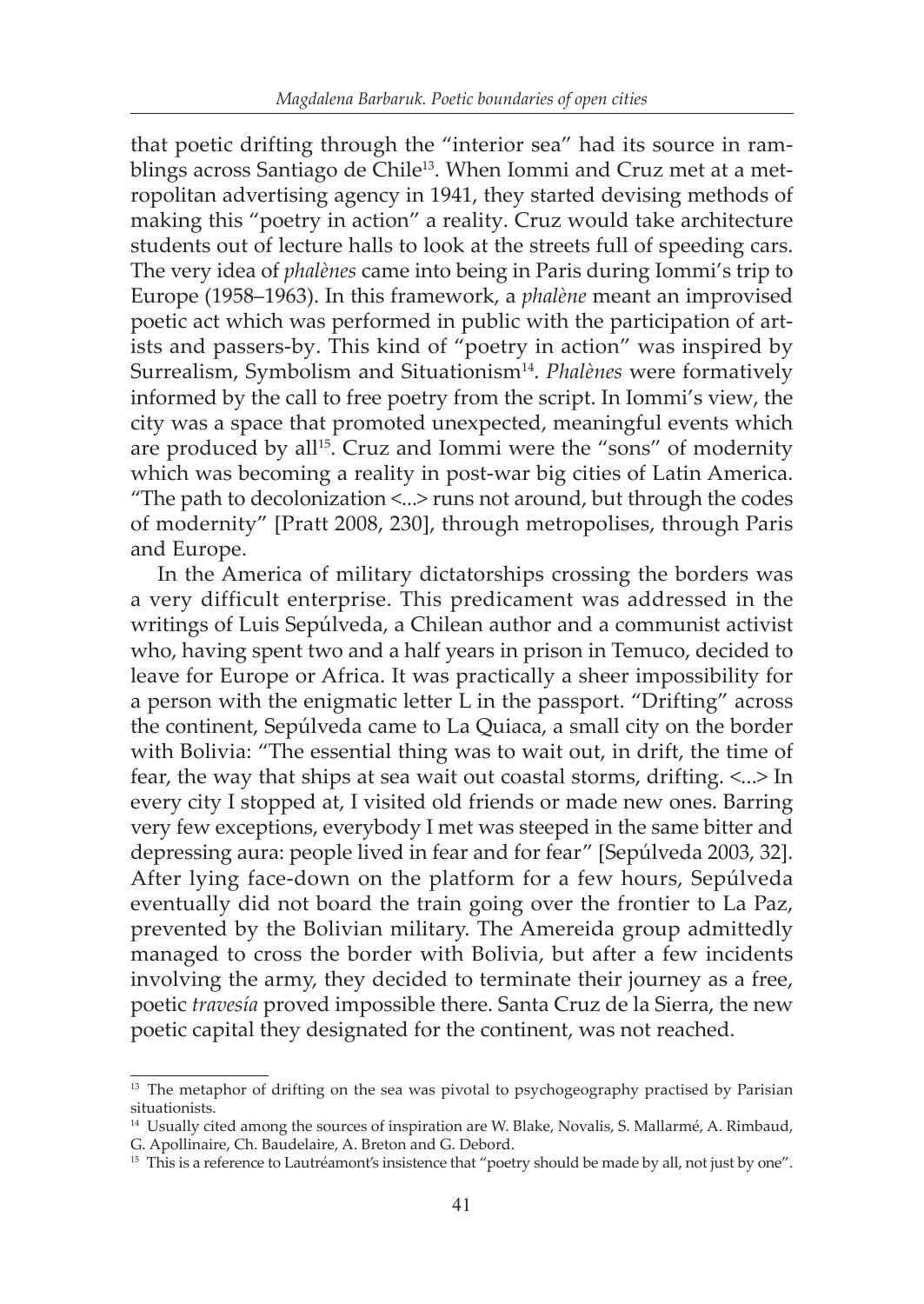that poetic drifting through the "interior sea" had its source in ramblings across Santiago de Chile[13]. When Iommi and Cruz met at a metropolitan advertising agency in 1941, they started devising methods of making this "poetry in action" a reality. Cruz would take architecture students out of lecture halls to look at the streets full of speeding cars. The very idea of *phalènes* came into being in Paris during Iommi's trip to Europe (1958–1963). In this framework, a *phalène* meant an improvised poetic act which was performed in public with the participation of artists and passers-by. This kind of "poetry in action" was inspired by Surrealism, Symbolism and Situationism[14]. *Phalènes* were formatively informed by the call to free poetry from the script. In Iommi's view, the city was a space that promoted unexpected, meaningful events which are produced by all[15]. Cruz and Iommi were the "sons" of modernity which was becoming a reality in post-war big cities of Latin America. "The path to decolonization <...> runs not around, but through the codes of modernity" [Pratt 2008, 230], through metropolises, through Paris and Europe.

In the America of military dictatorships crossing the borders was a very difficult enterprise. This predicament was addressed in the writings of Luis Sepúlveda, a Chilean author and a communist activist who, having spent two and a half years in prison in Temuco, decided to leave for Europe or Africa. It was practically a sheer impossibility for a person with the enigmatic letter L in the passport. "Drifting" across the continent, Sepúlveda came to La Quiaca, a small city on the border with Bolivia: "The essential thing was to wait out, in drift, the time of fear, the way that ships at sea wait out coastal storms, drifting. <...> In every city I stopped at, I visited old friends or made new ones. Barring very few exceptions, everybody I met was steeped in the same bitter and depressing aura: people lived in fear and for fear" [Sepúlveda 2003, 32]. After lying face-down on the platform for a few hours, Sepúlveda eventually did not board the train going over the frontier to La Paz, prevented by the Bolivian military. The Amereida group admittedly managed to cross the border with Bolivia, but after a few incidents involving the army, they decided to terminate their journey as a free, poetic *travesía* proved impossible there. Santa Cruz de la Sierra, the new poetic capital they designated for the continent, was not reached.

---

[13] The metaphor of drifting on the sea was pivotal to psychogeography practised by Parisian situationists.

[14] Usually cited among the sources of inspiration are W. Blake, Novalis, S. Mallarmé, A. Rimbaud, G. Apollinaire, Ch. Baudelaire, A. Breton and G. Debord.

[15] This is a reference to Lautréamont's insistence that "poetry should be made by all, not just by one".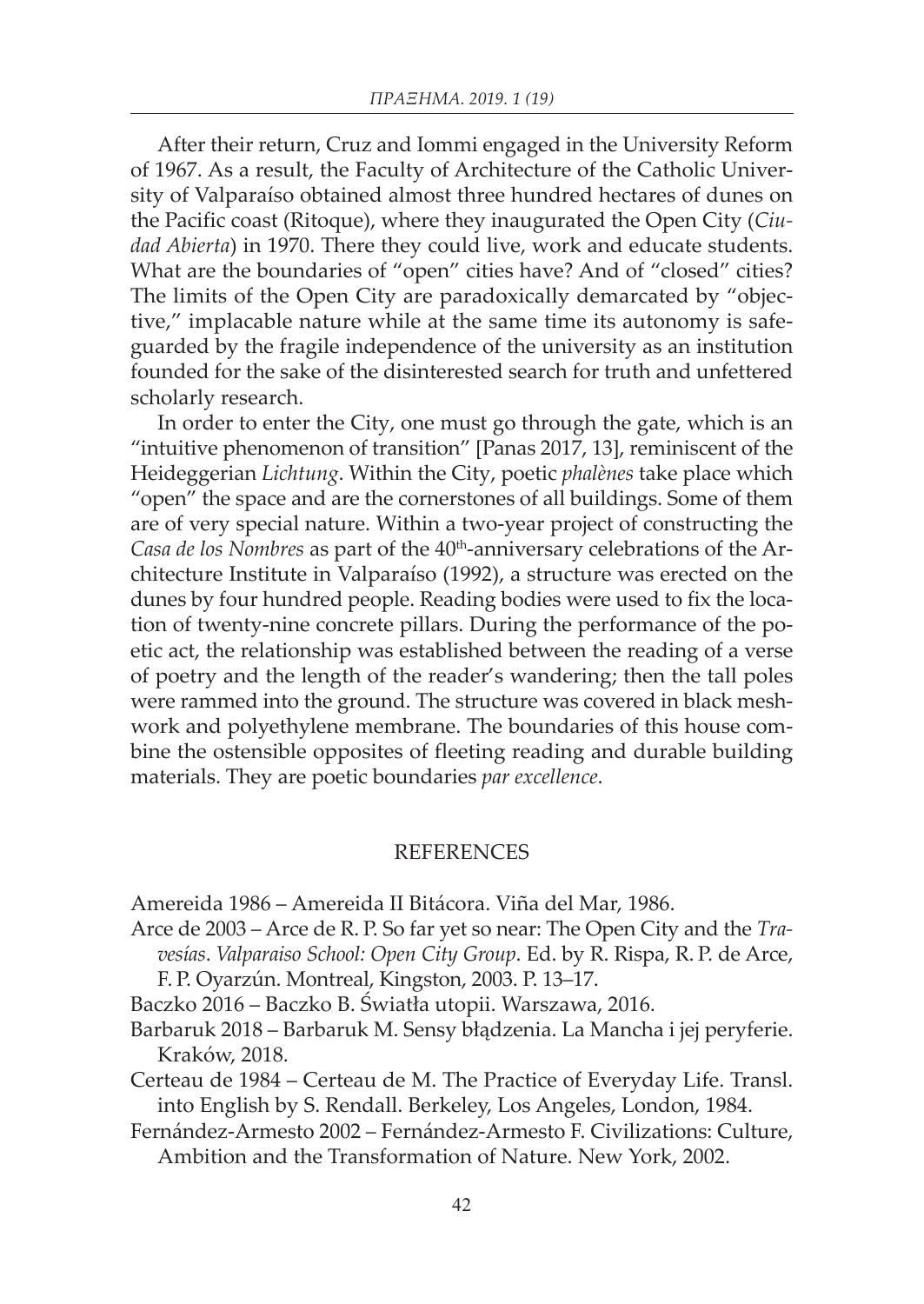After their return, Cruz and Iommi engaged in the University Reform of 1967. As a result, the Faculty of Architecture of the Catholic University of Valparaíso obtained almost three hundred hectares of dunes on the Pacific coast (Ritoque), where they inaugurated the Open City (*Ciudad Abierta*) in 1970. There they could live, work and educate students. What are the boundaries of "open" cities have? And of "closed" cities? The limits of the Open City are paradoxically demarcated by "objective," implacable nature while at the same time its autonomy is safeguarded by the fragile independence of the university as an institution founded for the sake of the disinterested search for truth and unfettered scholarly research.

In order to enter the City, one must go through the gate, which is an "intuitive phenomenon of transition" [Panas 2017, 13], reminiscent of the Heideggerian *Lichtung*. Within the City, poetic *phalènes* take place which "open" the space and are the cornerstones of all buildings. Some of them are of very special nature. Within a two-year project of constructing the *Casa de los Nombres* as part of the 40th-anniversary celebrations of the Architecture Institute in Valparaíso (1992), a structure was erected on the dunes by four hundred people. Reading bodies were used to fix the location of twenty-nine concrete pillars. During the performance of the poetic act, the relationship was established between the reading of a verse of poetry and the length of the reader's wandering; then the tall poles were rammed into the ground. The structure was covered in black meshwork and polyethylene membrane. The boundaries of this house combine the ostensible opposites of fleeting reading and durable building materials. They are poetic boundaries *par excellence*.

## REFERENCES

Amereida 1986 – Amereida II Bitácora. Viña del Mar, 1986.

Arce de 2003 – Arce de R. P. So far yet so near: The Open City and the *Travesías*. *Valparaiso School: Open City Group*. Ed. by R. Rispa, R. P. de Arce, F. P. Oyarzún. Montreal, Kingston, 2003. P. 13–17.

Baczko 2016 – Baczko B. Światła utopii. Warszawa, 2016.

Barbaruk 2018 – Barbaruk M. Sensy błądzenia. La Mancha i jej peryferie. Kraków, 2018.

Certeau de 1984 – Certeau de M. The Practice of Everyday Life. Transl. into English by S. Rendall. Berkeley, Los Angeles, London, 1984.

Fernández-Armesto 2002 – Fernández-Armesto F. Civilizations: Culture, Ambition and the Transformation of Nature. New York, 2002.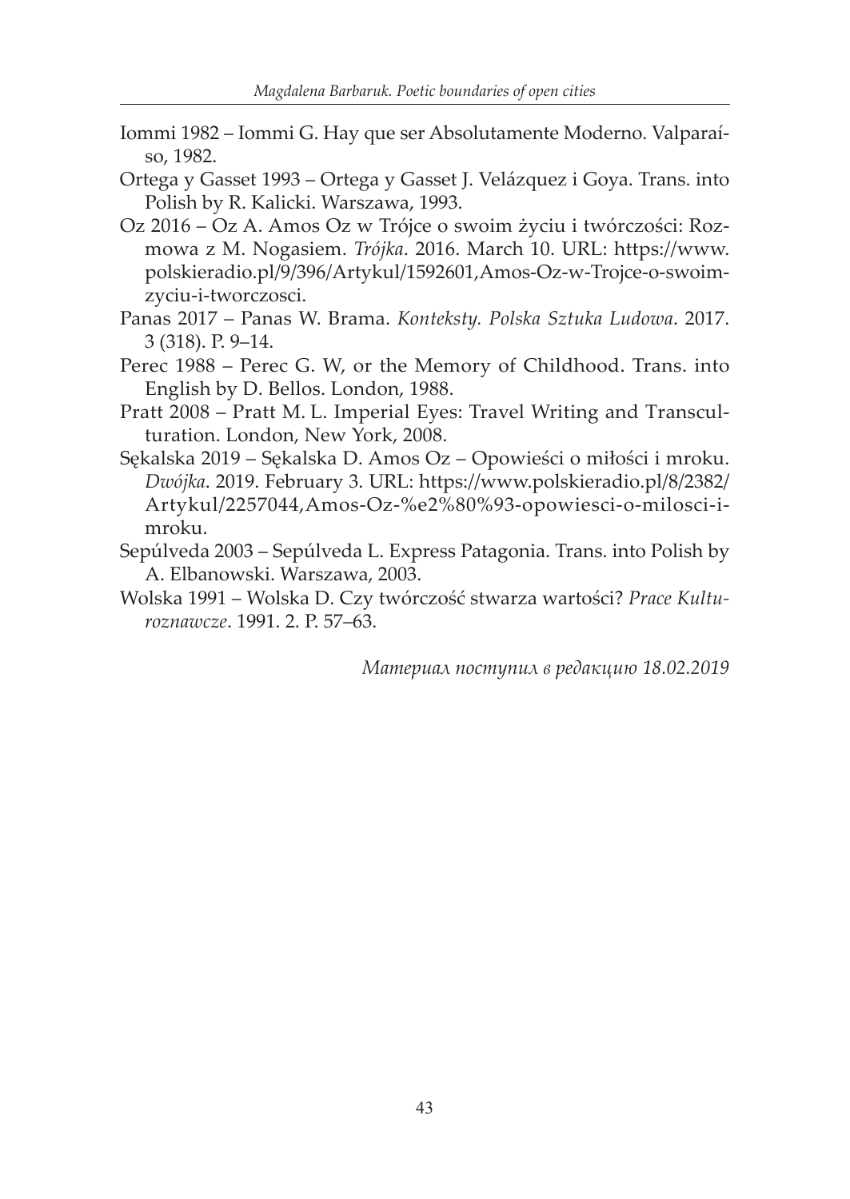Iommi 1982 – Iommi G. Hay que ser Absolutamente Moderno. Valparaíso, 1982.

Ortega y Gasset 1993 – Ortega y Gasset J. Velázquez i Goya. Trans. into Polish by R. Kalicki. Warszawa, 1993.

Oz 2016 – Oz A. Amos Oz w Trójce o swoim życiu i twórczości: Rozmowa z M. Nogasiem. *Trójka*. 2016. March 10. URL: https://www.polskieradio.pl/9/396/Artykul/1592601,Amos-Oz-w-Trojce-o-swoim-zyciu-i-tworczosci.

Panas 2017 – Panas W. Brama. *Konteksty. Polska Sztuka Ludowa*. 2017. 3 (318). P. 9–14.

Perec 1988 – Perec G. W, or the Memory of Childhood. Trans. into English by D. Bellos. London, 1988.

Pratt 2008 – Pratt M. L. Imperial Eyes: Travel Writing and Transculturation. London, New York, 2008.

Sękalska 2019 – Sękalska D. Amos Oz – Opowieści o miłości i mroku. *Dwójka*. 2019. February 3. URL: https://www.polskieradio.pl/8/2382/Artykul/2257044,Amos-Oz-%e2%80%93-opowiesci-o-milosci-i-mroku.

Sepúlveda 2003 – Sepúlveda L. Express Patagonia. Trans. into Polish by A. Elbanowski. Warszawa, 2003.

Wolska 1991 – Wolska D. Czy twórczość stwarza wartości? *Prace Kulturoznawcze*. 1991. 2. P. 57–63.

*Материал поступил в редакцию 18.02.2019*